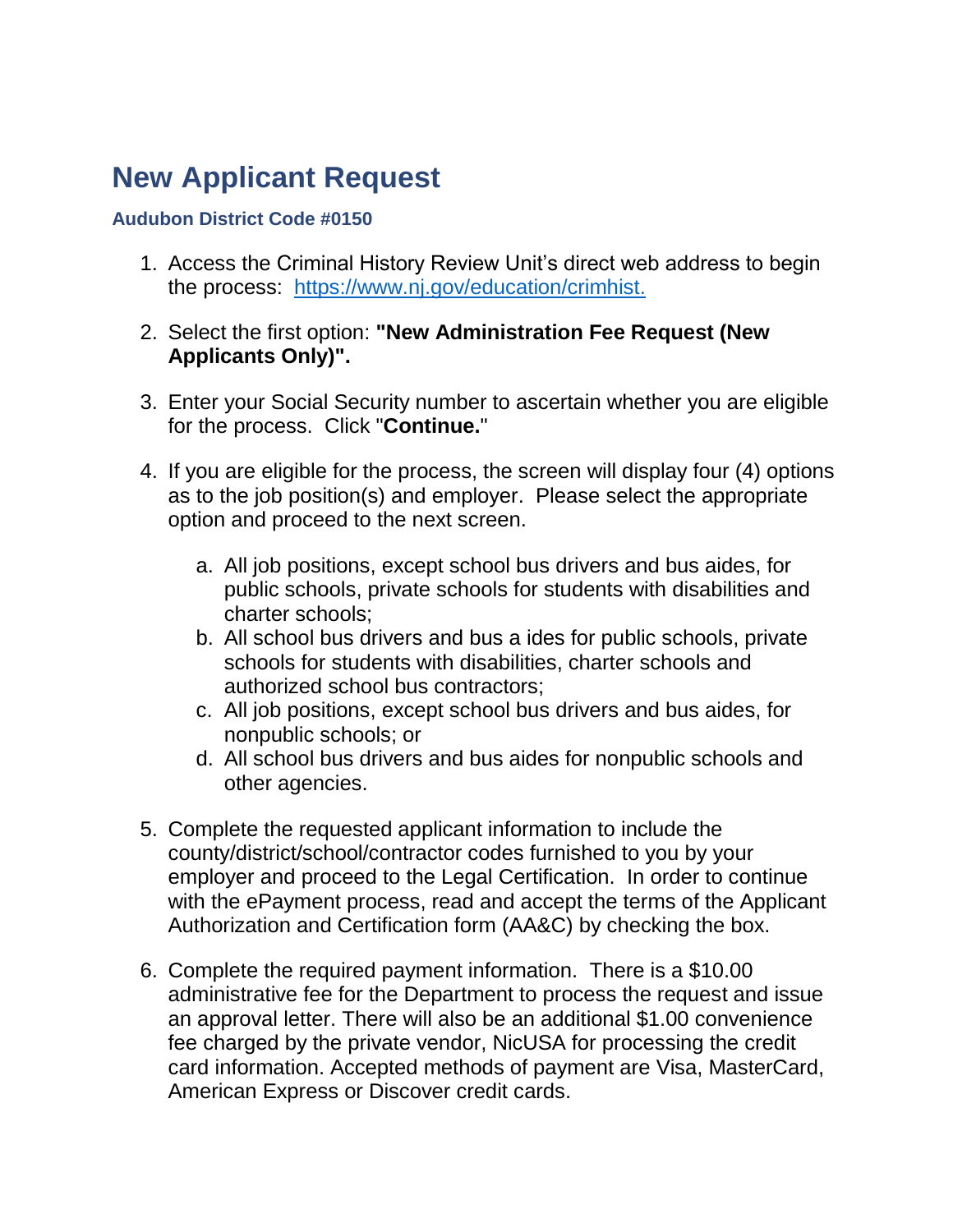# New Applicant Request

### Audubon District Code #0150

1. Access the Criminal History Review Unit's direct web address to begin the process: [https://www.nj.gov/education/crimhist.](https://www.nj.gov/education/crimhist)

2. Select the first option: **"New Administration Fee Request (New Applicants Only)".**

3. Enter your Social Security number to ascertain whether you are eligible for the process. Click "**Continue.**"

4. If you are eligible for the process, the screen will display four (4) options as to the job position(s) and employer. Please select the appropriate option and proceed to the next screen.

    a. All job positions, except school bus drivers and bus aides, for public schools, private schools for students with disabilities and charter schools;
    b. All school bus drivers and bus a ides for public schools, private schools for students with disabilities, charter schools and authorized school bus contractors;
    c. All job positions, except school bus drivers and bus aides, for nonpublic schools; or
    d. All school bus drivers and bus aides for nonpublic schools and other agencies.

5. Complete the requested applicant information to include the county/district/school/contractor codes furnished to you by your employer and proceed to the Legal Certification. In order to continue with the ePayment process, read and accept the terms of the Applicant Authorization and Certification form (AA&C) by checking the box.

6. Complete the required payment information. There is a $10.00 administrative fee for the Department to process the request and issue an approval letter. There will also be an additional $1.00 convenience fee charged by the private vendor, NicUSA for processing the credit card information. Accepted methods of payment are Visa, MasterCard, American Express or Discover credit cards.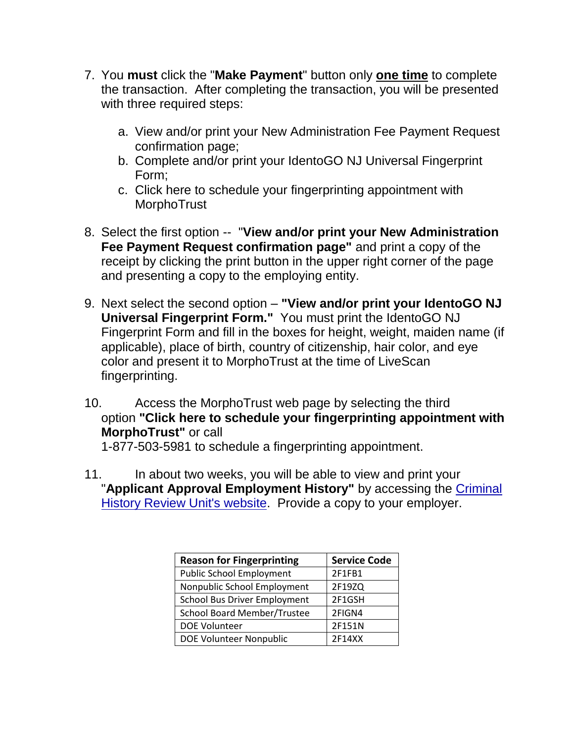7. You **must** click the "**Make Payment**" button only **one time** to complete the transaction. After completing the transaction, you will be presented with three required steps:

   a. View and/or print your New Administration Fee Payment Request confirmation page;
   b. Complete and/or print your IdentoGO NJ Universal Fingerprint Form;
   c. Click here to schedule your fingerprinting appointment with MorphoTrust

8. Select the first option -- "**View and/or print your New Administration Fee Payment Request confirmation page"** and print a copy of the receipt by clicking the print button in the upper right corner of the page and presenting a copy to the employing entity.

9. Next select the second option – **"View and/or print your IdentoGO NJ Universal Fingerprint Form."** You must print the IdentoGO NJ Fingerprint Form and fill in the boxes for height, weight, maiden name (if applicable), place of birth, country of citizenship, hair color, and eye color and present it to MorphoTrust at the time of LiveScan fingerprinting.

10. Access the MorphoTrust web page by selecting the third option **"Click here to schedule your fingerprinting appointment with MorphoTrust"** or call 1-877-503-5981 to schedule a fingerprinting appointment.

11. In about two weeks, you will be able to view and print your "**Applicant Approval Employment History"** by accessing the [Criminal History Review Unit's website](). Provide a copy to your employer.

| Reason for Fingerprinting | Service Code |
|---|---|
| Public School Employment | 2F1FB1 |
| Nonpublic School Employment | 2F19ZQ |
| School Bus Driver Employment | 2F1GSH |
| School Board Member/Trustee | 2FIGN4 |
| DOE Volunteer | 2F151N |
| DOE Volunteer Nonpublic | 2F14XX |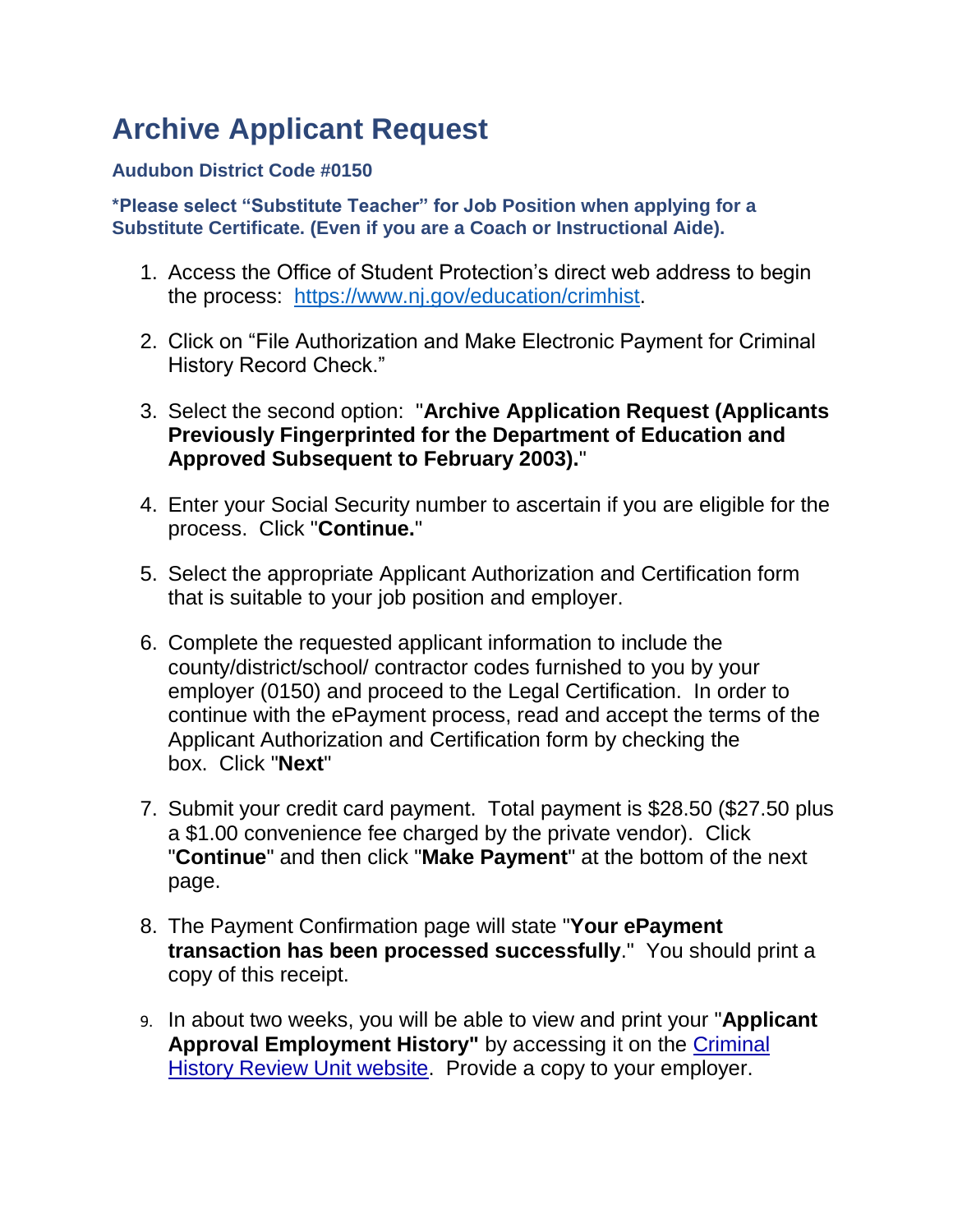# Archive Applicant Request

**Audubon District Code #0150**

**\*Please select "Substitute Teacher" for Job Position when applying for a Substitute Certificate. (Even if you are a Coach or Instructional Aide).**

1. Access the Office of Student Protection's direct web address to begin the process: [https://www.nj.gov/education/crimhist](https://www.nj.gov/education/crimhist).

2. Click on "File Authorization and Make Electronic Payment for Criminal History Record Check."

3. Select the second option: "**Archive Application Request (Applicants Previously Fingerprinted for the Department of Education and Approved Subsequent to February 2003).**"

4. Enter your Social Security number to ascertain if you are eligible for the process. Click "**Continue.**"

5. Select the appropriate Applicant Authorization and Certification form that is suitable to your job position and employer.

6. Complete the requested applicant information to include the county/district/school/ contractor codes furnished to you by your employer (0150) and proceed to the Legal Certification. In order to continue with the ePayment process, read and accept the terms of the Applicant Authorization and Certification form by checking the box. Click "**Next**"

7. Submit your credit card payment. Total payment is $28.50 ($27.50 plus a $1.00 convenience fee charged by the private vendor). Click "**Continue**" and then click "**Make Payment**" at the bottom of the next page.

8. The Payment Confirmation page will state "**Your ePayment transaction has been processed successfully**." You should print a copy of this receipt.

9. In about two weeks, you will be able to view and print your "**Applicant Approval Employment History"** by accessing it on the Criminal History Review Unit website. Provide a copy to your employer.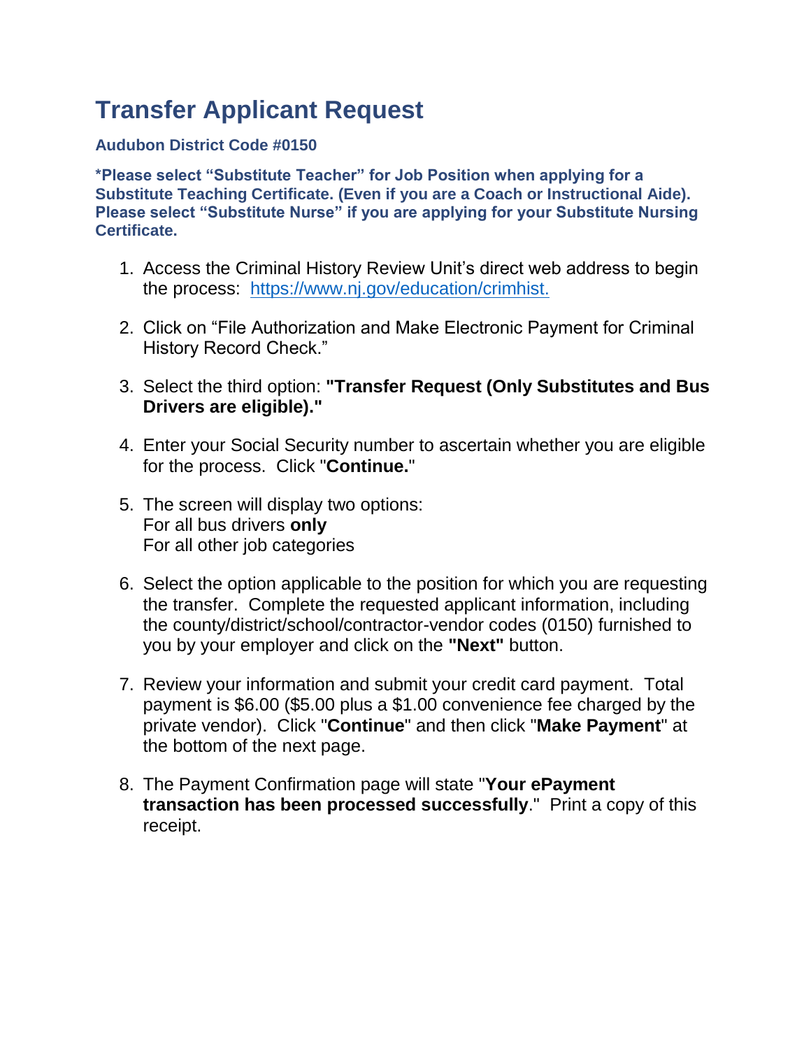# Transfer Applicant Request

### Audubon District Code #0150

**\*Please select "Substitute Teacher" for Job Position when applying for a Substitute Teaching Certificate. (Even if you are a Coach or Instructional Aide). Please select "Substitute Nurse" if you are applying for your Substitute Nursing Certificate.**

1. Access the Criminal History Review Unit's direct web address to begin the process: [https://www.nj.gov/education/crimhist.](https://www.nj.gov/education/crimhist)

2. Click on "File Authorization and Make Electronic Payment for Criminal History Record Check."

3. Select the third option: **"Transfer Request (Only Substitutes and Bus Drivers are eligible)."**

4. Enter your Social Security number to ascertain whether you are eligible for the process. Click "**Continue.**"

5. The screen will display two options:
   For all bus drivers **only**
   For all other job categories

6. Select the option applicable to the position for which you are requesting the transfer. Complete the requested applicant information, including the county/district/school/contractor-vendor codes (0150) furnished to you by your employer and click on the **"Next"** button.

7. Review your information and submit your credit card payment. Total payment is $6.00 ($5.00 plus a $1.00 convenience fee charged by the private vendor). Click "**Continue**" and then click "**Make Payment**" at the bottom of the next page.

8. The Payment Confirmation page will state "**Your ePayment transaction has been processed successfully**." Print a copy of this receipt.